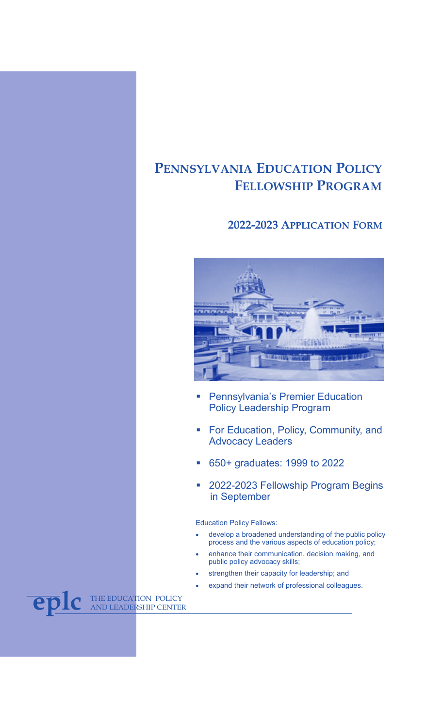# Pennsylvania Education Policy Fellowship Program

## 2022-2023 Application Form

- Pennsylvania's Premier Education Policy Leadership Program
- For Education, Policy, Community, and Advocacy Leaders
- 650+ graduates: 1999 to 2022
- 2022-2023 Fellowship Program Begins in September

Education Policy Fellows:

- develop a broadened understanding of the public policy process and the various aspects of education policy;
- enhance their communication, decision making, and public policy advocacy skills;
- strengthen their capacity for leadership; and
- expand their network of professional colleagues.

**eplc** THE EDUCATION POLICY AND LEADERSHIP CENTER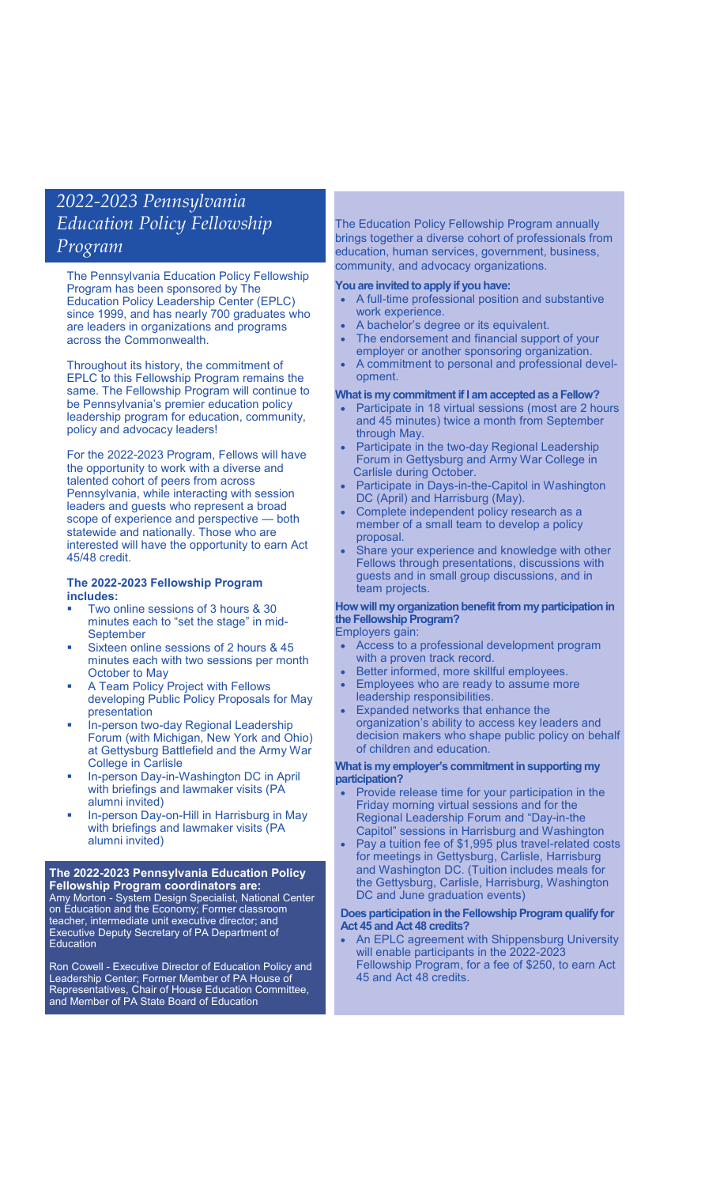# 2022-2023 Pennsylvania Education Policy Fellowship Program

The Pennsylvania Education Policy Fellowship Program has been sponsored by The Education Policy Leadership Center (EPLC) since 1999, and has nearly 700 graduates who are leaders in organizations and programs across the Commonwealth.

Throughout its history, the commitment of EPLC to this Fellowship Program remains the same. The Fellowship Program will continue to be Pennsylvania's premier education policy leadership program for education, community, policy and advocacy leaders!

For the 2022-2023 Program, Fellows will have the opportunity to work with a diverse and talented cohort of peers from across Pennsylvania, while interacting with session leaders and guests who represent a broad scope of experience and perspective — both statewide and nationally. Those who are interested will have the opportunity to earn Act 45/48 credit.

### The 2022-2023 Fellowship Program includes:

- Two online sessions of 3 hours & 30 minutes each to "set the stage" in mid-September
- Sixteen online sessions of 2 hours & 45 minutes each with two sessions per month October to May
- A Team Policy Project with Fellows developing Public Policy Proposals for May presentation
- In-person two-day Regional Leadership Forum (with Michigan, New York and Ohio) at Gettysburg Battlefield and the Army War College in Carlisle
- In-person Day-in-Washington DC in April with briefings and lawmaker visits (PA alumni invited)
- In-person Day-on-Hill in Harrisburg in May with briefings and lawmaker visits (PA alumni invited)

### The 2022-2023 Pennsylvania Education Policy Fellowship Program coordinators are:

Amy Morton - System Design Specialist, National Center on Education and the Economy; Former classroom teacher, intermediate unit executive director; and Executive Deputy Secretary of PA Department of Education

Ron Cowell - Executive Director of Education Policy and Leadership Center; Former Member of PA House of Representatives, Chair of House Education Committee, and Member of PA State Board of Education

The Education Policy Fellowship Program annually brings together a diverse cohort of professionals from education, human services, government, business, community, and advocacy organizations.

**You are invited to apply if you have:**

- A full-time professional position and substantive work experience.
- A bachelor's degree or its equivalent.
- The endorsement and financial support of your employer or another sponsoring organization.
- A commitment to personal and professional development.

**What is my commitment if I am accepted as a Fellow?**

- Participate in 18 virtual sessions (most are 2 hours and 45 minutes) twice a month from September through May.
- Participate in the two-day Regional Leadership Forum in Gettysburg and Army War College in Carlisle during October.
- Participate in Days-in-the-Capitol in Washington DC (April) and Harrisburg (May).
- Complete independent policy research as a member of a small team to develop a policy proposal.
- Share your experience and knowledge with other Fellows through presentations, discussions with guests and in small group discussions, and in team projects.

**How will my organization benefit from my participation in the Fellowship Program?**

Employers gain:

- Access to a professional development program with a proven track record.
- Better informed, more skillful employees.
- Employees who are ready to assume more leadership responsibilities.
- Expanded networks that enhance the organization's ability to access key leaders and decision makers who shape public policy on behalf of children and education.

**What is my employer's commitment in supporting my participation?**

- Provide release time for your participation in the Friday morning virtual sessions and for the Regional Leadership Forum and "Day-in-the Capitol" sessions in Harrisburg and Washington
- Pay a tuition fee of $1,995 plus travel-related costs for meetings in Gettysburg, Carlisle, Harrisburg and Washington DC. (Tuition includes meals for the Gettysburg, Carlisle, Harrisburg, Washington DC and June graduation events)

**Does participation in the Fellowship Program qualify for Act 45 and Act 48 credits?**

- An EPLC agreement with Shippensburg University will enable participants in the 2022-2023 Fellowship Program, for a fee of $250, to earn Act 45 and Act 48 credits.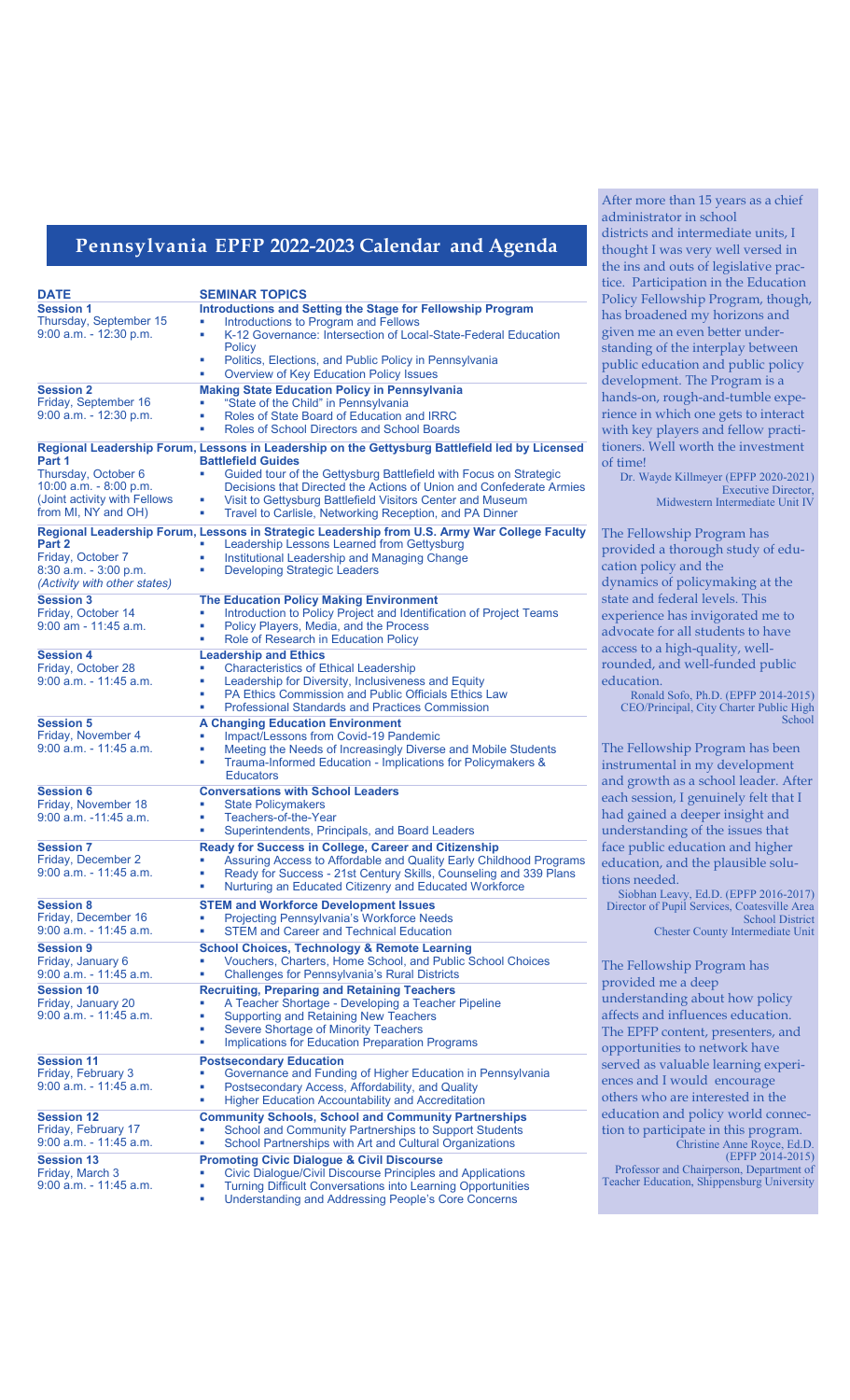# Pennsylvania EPFP 2022-2023 Calendar and Agenda

| DATE | SEMINAR TOPICS |
|---|---|
| **Session 1**<br>Thursday, September 15<br>9:00 a.m. - 12:30 p.m. | **Introductions and Setting the Stage for Fellowship Program**<br>▪ Introductions to Program and Fellows<br>▪ K-12 Governance: Intersection of Local-State-Federal Education Policy<br>▪ Politics, Elections, and Public Policy in Pennsylvania<br>▪ Overview of Key Education Policy Issues |
| **Session 2**<br>Friday, September 16<br>9:00 a.m. - 12:30 p.m. | **Making State Education Policy in Pennsylvania**<br>▪ "State of the Child" in Pennsylvania<br>▪ Roles of State Board of Education and IRRC<br>▪ Roles of School Directors and School Boards |
| **Regional Leadership Forum, Part 1**<br>Thursday, October 6<br>10:00 a.m. - 8:00 p.m.<br>(Joint activity with Fellows from MI, NY and OH) | **Lessons in Leadership on the Gettysburg Battlefield led by Licensed Battlefield Guides**<br>▪ Guided tour of the Gettysburg Battlefield with Focus on Strategic Decisions that Directed the Actions of Union and Confederate Armies<br>▪ Visit to Gettysburg Battlefield Visitors Center and Museum<br>▪ Travel to Carlisle, Networking Reception, and PA Dinner |
| **Regional Leadership Forum, Part 2**<br>Friday, October 7<br>8:30 a.m. - 3:00 p.m.<br>*(Activity with other states)* | **Lessons in Strategic Leadership from U.S. Army War College Faculty**<br>▪ Leadership Lessons Learned from Gettysburg<br>▪ Institutional Leadership and Managing Change<br>▪ Developing Strategic Leaders |
| **Session 3**<br>Friday, October 14<br>9:00 a.m. - 11:45 a.m. | **The Education Policy Making Environment**<br>▪ Introduction to Policy Project and Identification of Project Teams<br>▪ Policy Players, Media, and the Process<br>▪ Role of Research in Education Policy |
| **Session 4**<br>Friday, October 28<br>9:00 a.m. - 11:45 a.m. | **Leadership and Ethics**<br>▪ Characteristics of Ethical Leadership<br>▪ Leadership for Diversity, Inclusiveness and Equity<br>▪ PA Ethics Commission and Public Officials Ethics Law<br>▪ Professional Standards and Practices Commission |
| **Session 5**<br>Friday, November 4<br>9:00 a.m. - 11:45 a.m. | **A Changing Education Environment**<br>▪ Impact/Lessons from Covid-19 Pandemic<br>▪ Meeting the Needs of Increasingly Diverse and Mobile Students<br>▪ Trauma-Informed Education - Implications for Policymakers & Educators |
| **Session 6**<br>Friday, November 18<br>9:00 a.m. -11:45 a.m. | **Conversations with School Leaders**<br>▪ State Policymakers<br>▪ Teachers-of-the-Year<br>▪ Superintendents, Principals, and Board Leaders |
| **Session 7**<br>Friday, December 2<br>9:00 a.m. - 11:45 a.m. | **Ready for Success in College, Career and Citizenship**<br>▪ Assuring Access to Affordable and Quality Early Childhood Programs<br>▪ Ready for Success - 21st Century Skills, Counseling and 339 Plans<br>▪ Nurturing an Educated Citizenry and Educated Workforce |
| **Session 8**<br>Friday, December 16<br>9:00 a.m. - 11:45 a.m. | **STEM and Workforce Development Issues**<br>▪ Projecting Pennsylvania's Workforce Needs<br>▪ STEM and Career and Technical Education |
| **Session 9**<br>Friday, January 6<br>9:00 a.m. - 11:45 a.m. | **School Choices, Technology & Remote Learning**<br>▪ Vouchers, Charters, Home School, and Public School Choices<br>▪ Challenges for Pennsylvania's Rural Districts |
| **Session 10**<br>Friday, January 20<br>9:00 a.m. - 11:45 a.m. | **Recruiting, Preparing and Retaining Teachers**<br>▪ A Teacher Shortage - Developing a Teacher Pipeline<br>▪ Supporting and Retaining New Teachers<br>▪ Severe Shortage of Minority Teachers<br>▪ Implications for Education Preparation Programs |
| **Session 11**<br>Friday, February 3<br>9:00 a.m. - 11:45 a.m. | **Postsecondary Education**<br>▪ Governance and Funding of Higher Education in Pennsylvania<br>▪ Postsecondary Access, Affordability, and Quality<br>▪ Higher Education Accountability and Accreditation |
| **Session 12**<br>Friday, February 17<br>9:00 a.m. - 11:45 a.m. | **Community Schools, School and Community Partnerships**<br>▪ School and Community Partnerships to Support Students<br>▪ School Partnerships with Art and Cultural Organizations |
| **Session 13**<br>Friday, March 3<br>9:00 a.m. - 11:45 a.m. | **Promoting Civic Dialogue & Civil Discourse**<br>▪ Civic Dialogue/Civil Discourse Principles and Applications<br>▪ Turning Difficult Conversations into Learning Opportunities<br>▪ Understanding and Addressing People's Core Concerns |

After more than 15 years as a chief administrator in school districts and intermediate units, I thought I was very well versed in the ins and outs of legislative practice. Participation in the Education Policy Fellowship Program, though, has broadened my horizons and given me an even better understanding of the interplay between public education and public policy development. The Program is a hands-on, rough-and-tumble experience in which one gets to interact with key players and fellow practitioners. Well worth the investment of time!

Dr. Wayde Killmeyer (EPFP 2020-2021)
Executive Director,
Midwestern Intermediate Unit IV

The Fellowship Program has provided a thorough study of education policy and the dynamics of policymaking at the state and federal levels. This experience has invigorated me to advocate for all students to have access to a high-quality, well-rounded, and well-funded public education.

Ronald Sofo, Ph.D. (EPFP 2014-2015)
CEO/Principal, City Charter Public High School

The Fellowship Program has been instrumental in my development and growth as a school leader. After each session, I genuinely felt that I had gained a deeper insight and understanding of the issues that face public education and higher education, and the plausible solutions needed.

Siobhan Leavy, Ed.D. (EPFP 2016-2017)
Director of Pupil Services, Coatesville Area School District
Chester County Intermediate Unit

The Fellowship Program has provided me a deep understanding about how policy affects and influences education. The EPFP content, presenters, and opportunities to network have served as valuable learning experiences and I would encourage others who are interested in the education and policy world connection to participate in this program.

Christine Anne Royce, Ed.D.
(EPFP 2014-2015)
Professor and Chairperson, Department of Teacher Education, Shippensburg University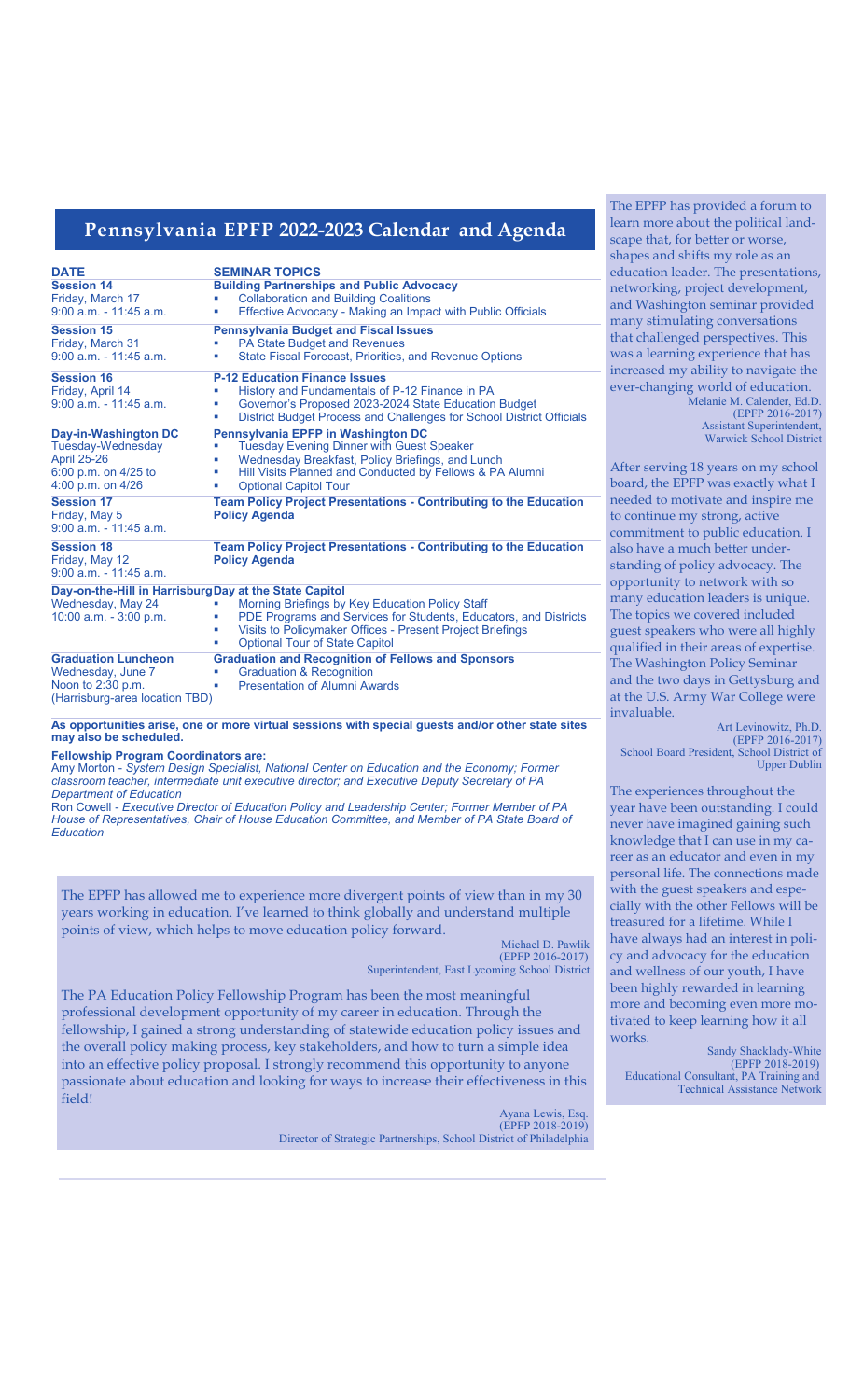## Pennsylvania EPFP 2022-2023 Calendar and Agenda

| DATE | SEMINAR TOPICS |
|---|---|
| **Session 14**<br>Friday, March 17<br>9:00 a.m. - 11:45 a.m. | **Building Partnerships and Public Advocacy**<br>▪ Collaboration and Building Coalitions<br>▪ Effective Advocacy - Making an Impact with Public Officials |
| **Session 15**<br>Friday, March 31<br>9:00 a.m. - 11:45 a.m. | **Pennsylvania Budget and Fiscal Issues**<br>▪ PA State Budget and Revenues<br>▪ State Fiscal Forecast, Priorities, and Revenue Options |
| **Session 16**<br>Friday, April 14<br>9:00 a.m. - 11:45 a.m. | **P-12 Education Finance Issues**<br>▪ History and Fundamentals of P-12 Finance in PA<br>▪ Governor's Proposed 2023-2024 State Education Budget<br>▪ District Budget Process and Challenges for School District Officials |
| **Day-in-Washington DC**<br>Tuesday-Wednesday<br>April 25-26<br>6:00 p.m. on 4/25 to<br>4:00 p.m. on 4/26 | **Pennsylvania EPFP in Washington DC**<br>▪ Tuesday Evening Dinner with Guest Speaker<br>▪ Wednesday Breakfast, Policy Briefings, and Lunch<br>▪ Hill Visits Planned and Conducted by Fellows & PA Alumni<br>▪ Optional Capitol Tour |
| **Session 17**<br>Friday, May 5<br>9:00 a.m. - 11:45 a.m. | **Team Policy Project Presentations - Contributing to the Education Policy Agenda** |
| **Session 18**<br>Friday, May 12<br>9:00 a.m. - 11:45 a.m. | **Team Policy Project Presentations - Contributing to the Education Policy Agenda** |
| **Day-on-the-Hill in Harrisburg**<br>Wednesday, May 24<br>10:00 a.m. - 3:00 p.m. | **Day at the State Capitol**<br>▪ Morning Briefings by Key Education Policy Staff<br>▪ PDE Programs and Services for Students, Educators, and Districts<br>▪ Visits to Policymaker Offices - Present Project Briefings<br>▪ Optional Tour of State Capitol |
| **Graduation Luncheon**<br>Wednesday, June 7<br>Noon to 2:30 p.m.<br>(Harrisburg-area location TBD) | **Graduation and Recognition of Fellows and Sponsors**<br>▪ Graduation & Recognition<br>▪ Presentation of Alumni Awards |

**As opportunities arise, one or more virtual sessions with special guests and/or other state sites may also be scheduled.**

**Fellowship Program Coordinators are:**
Amy Morton - *System Design Specialist, National Center on Education and the Economy; Former classroom teacher, intermediate unit executive director; and Executive Deputy Secretary of PA Department of Education*
Ron Cowell - *Executive Director of Education Policy and Leadership Center; Former Member of PA House of Representatives, Chair of House Education Committee, and Member of PA State Board of Education*

The EPFP has allowed me to experience more divergent points of view than in my 30 years working in education. I've learned to think globally and understand multiple points of view, which helps to move education policy forward.

Michael D. Pawlik
(EPFP 2016-2017)
Superintendent, East Lycoming School District

The PA Education Policy Fellowship Program has been the most meaningful professional development opportunity of my career in education. Through the fellowship, I gained a strong understanding of statewide education policy issues and the overall policy making process, key stakeholders, and how to turn a simple idea into an effective policy proposal. I strongly recommend this opportunity to anyone passionate about education and looking for ways to increase their effectiveness in this field!

Ayana Lewis, Esq.
(EPFP 2018-2019)
Director of Strategic Partnerships, School District of Philadelphia

The EPFP has provided a forum to learn more about the political landscape that, for better or worse, shapes and shifts my role as an education leader. The presentations, networking, project development, and Washington seminar provided many stimulating conversations that challenged perspectives. This was a learning experience that has increased my ability to navigate the ever-changing world of education.

Melanie M. Calender, Ed.D.
(EPFP 2016-2017)
Assistant Superintendent,
Warwick School District

After serving 18 years on my school board, the EPFP was exactly what I needed to motivate and inspire me to continue my strong, active commitment to public education. I also have a much better understanding of policy advocacy. The opportunity to network with so many education leaders is unique. The topics we covered included guest speakers who were all highly qualified in their areas of expertise. The Washington Policy Seminar and the two days in Gettysburg and at the U.S. Army War College were invaluable.

Art Levinowitz, Ph.D.
(EPFP 2016-2017)
School Board President, School District of Upper Dublin

The experiences throughout the year have been outstanding. I could never have imagined gaining such knowledge that I can use in my career as an educator and even in my personal life. The connections made with the guest speakers and especially with the other Fellows will be treasured for a lifetime. While I have always had an interest in policy and advocacy for the education and wellness of our youth, I have been highly rewarded in learning more and becoming even more motivated to keep learning how it all works.

Sandy Shacklady-White
(EPFP 2018-2019)
Educational Consultant, PA Training and Technical Assistance Network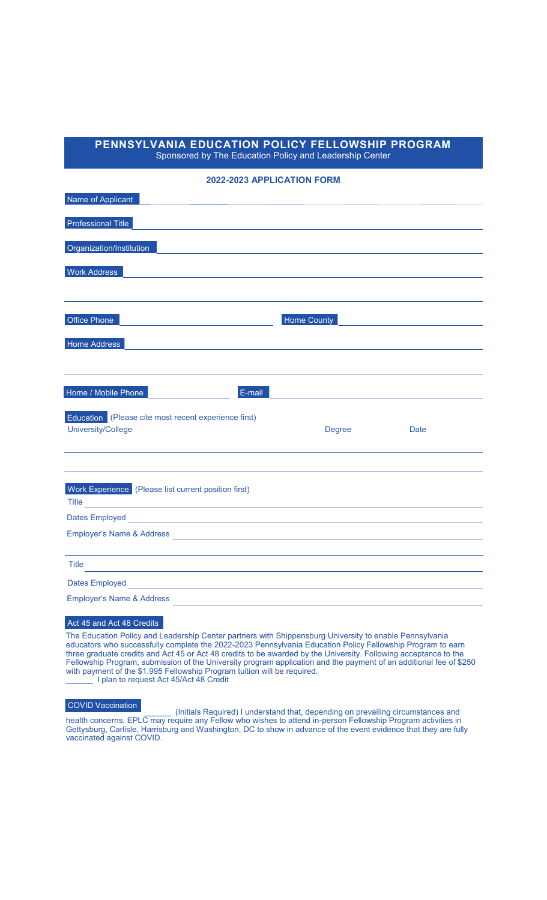# PENNSYLVANIA EDUCATION POLICY FELLOWSHIP PROGRAM

Sponsored by The Education Policy and Leadership Center

## 2022-2023 APPLICATION FORM

Name of Applicant ____________________

Professional Title ____________________

Organization/Institution ____________________

Work Address ____________________

____________________

Office Phone ____________________ Home County ____________________

Home Address ____________________

____________________

Home / Mobile Phone ____________________ E-mail ____________________

**Education** (Please cite most recent experience first)

| University/College | Degree | Date |
| --- | --- | --- |
| | | |
| | | |

**Work Experience** (Please list current position first)

Title ____________________

Dates Employed ____________________

Employer's Name & Address ____________________

____________________

Title ____________________

Dates Employed ____________________

Employer's Name & Address ____________________

**Act 45 and Act 48 Credits**

The Education Policy and Leadership Center partners with Shippensburg University to enable Pennsylvania educators who successfully complete the 2022-2023 Pennsylvania Education Policy Fellowship Program to earn three graduate credits and Act 45 or Act 48 credits to be awarded by the University. Following acceptance to the Fellowship Program, submission of the University program application and the payment of an additional fee of $250 with payment of the $1,995 Fellowship Program tuition will be required.

______ I plan to request Act 45/Act 48 Credit

**COVID Vaccination**

______ (Initials Required) I understand that, depending on prevailing circumstances and health concerns, EPLC may require any Fellow who wishes to attend in-person Fellowship Program activities in Gettysburg, Carlisle, Harrisburg and Washington, DC to show in advance of the event evidence that they are fully vaccinated against COVID.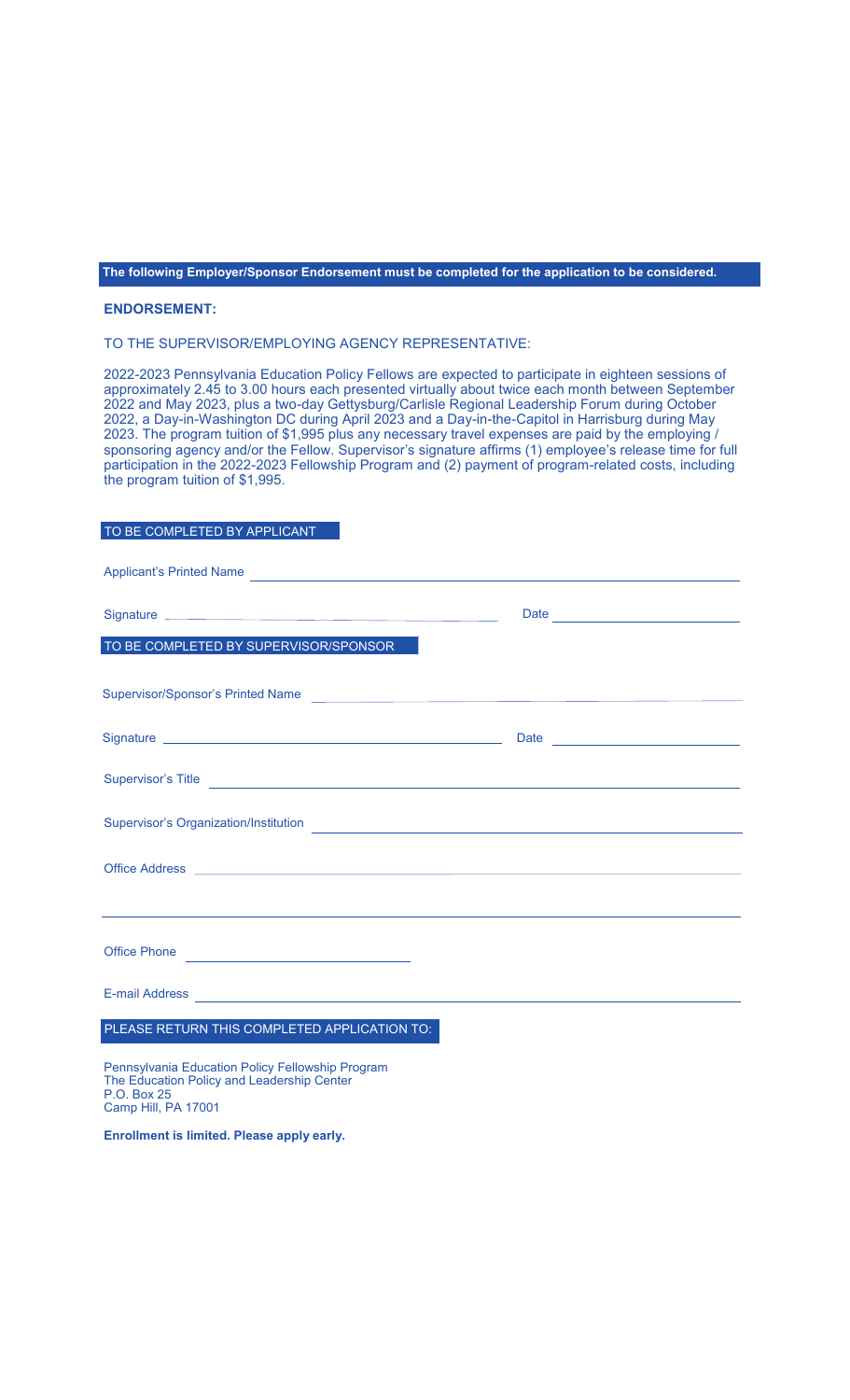**The following Employer/Sponsor Endorsement must be completed for the application to be considered.**

**ENDORSEMENT:**

TO THE SUPERVISOR/EMPLOYING AGENCY REPRESENTATIVE:

2022-2023 Pennsylvania Education Policy Fellows are expected to participate in eighteen sessions of approximately 2.45 to 3.00 hours each presented virtually about twice each month between September 2022 and May 2023, plus a two-day Gettysburg/Carlisle Regional Leadership Forum during October 2022, a Day-in-Washington DC during April 2023 and a Day-in-the-Capitol in Harrisburg during May 2023. The program tuition of $1,995 plus any necessary travel expenses are paid by the employing / sponsoring agency and/or the Fellow. Supervisor's signature affirms (1) employee's release time for full participation in the 2022-2023 Fellowship Program and (2) payment of program-related costs, including the program tuition of $1,995.

TO BE COMPLETED BY APPLICANT

Applicant's Printed Name ______________________________

Signature ______________________________ Date ______________

TO BE COMPLETED BY SUPERVISOR/SPONSOR

Supervisor/Sponsor's Printed Name ______________________________

Signature ______________________________ Date ______________

Supervisor's Title ______________________________

Supervisor's Organization/Institution ______________________________

Office Address ______________________________

______________________________

Office Phone ______________

E-mail Address ______________________________

PLEASE RETURN THIS COMPLETED APPLICATION TO:

Pennsylvania Education Policy Fellowship Program
The Education Policy and Leadership Center
P.O. Box 25
Camp Hill, PA 17001

**Enrollment is limited. Please apply early.**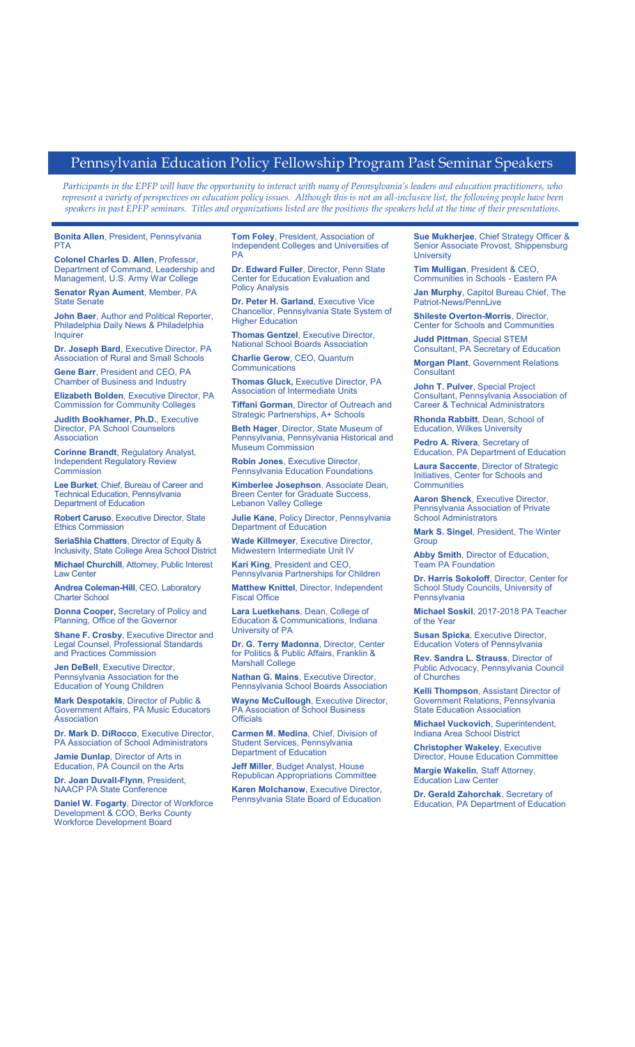# Pennsylvania Education Policy Fellowship Program Past Seminar Speakers

*Participants in the EPFP will have the opportunity to interact with many of Pennsylvania's leaders and education practitioners, who represent a variety of perspectives on education policy issues. Although this is not an all-inclusive list, the following people have been speakers in past EPFP seminars. Titles and organizations listed are the positions the speakers held at the time of their presentations.*

**Bonita Allen**, President, Pennsylvania PTA

**Colonel Charles D. Allen**, Professor, Department of Command, Leadership and Management, U.S. Army War College

**Senator Ryan Aument**, Member, PA State Senate

**John Baer**, Author and Political Reporter, Philadelphia Daily News & Philadelphia Inquirer

**Dr. Joseph Bard**, Executive Director, PA Association of Rural and Small Schools

**Gene Barr**, President and CEO, PA Chamber of Business and Industry

**Elizabeth Bolden**, Executive Director, PA Commission for Community Colleges

**Judith Bookhamer, Ph.D.**, Executive Director, PA School Counselors Association

**Corinne Brandt**, Regulatory Analyst, Independent Regulatory Review Commission

**Lee Burket**, Chief, Bureau of Career and Technical Education, Pennsylvania Department of Education

**Robert Caruso**, Executive Director, State Ethics Commission

**SeriaShia Chatters**, Director of Equity & Inclusivity, State College Area School District

**Michael Churchill**, Attorney, Public Interest Law Center

**Andrea Coleman-Hill**, CEO, Laboratory Charter School

**Donna Cooper,** Secretary of Policy and Planning, Office of the Governor

**Shane F. Crosby**, Executive Director and Legal Counsel, Professional Standards and Practices Commission

**Jen DeBell**, Executive Director, Pennsylvania Association for the Education of Young Children

**Mark Despotakis**, Director of Public & Government Affairs, PA Music Educators Association

**Dr. Mark D. DiRocco**, Executive Director, PA Association of School Administrators

**Jamie Dunlap**, Director of Arts in Education, PA Council on the Arts

**Dr. Joan Duvall-Flynn**, President, NAACP PA State Conference

**Daniel W. Fogarty**, Director of Workforce Development & COO, Berks County Workforce Development Board

**Tom Foley**, President, Association of Independent Colleges and Universities of PA

**Dr. Edward Fuller**, Director, Penn State Center for Education Evaluation and Policy Analysis

**Dr. Peter H. Garland**, Executive Vice Chancellor, Pennsylvania State System of Higher Education

**Thomas Gentzel**, Executive Director, National School Boards Association

**Charlie Gerow**, CEO, Quantum Communications

**Thomas Gluck,** Executive Director, PA Association of Intermediate Units

**Tiffani Gorman**, Director of Outreach and Strategic Partnerships, A+ Schools

**Beth Hager**, Director, State Museum of Pennsylvania, Pennsylvania Historical and Museum Commission

**Robin Jones**, Executive Director, Pennsylvania Education Foundations

**Kimberlee Josephson**, Associate Dean, Breen Center for Graduate Success, Lebanon Valley College

**Julie Kane**, Policy Director, Pennsylvania Department of Education

**Wade Killmeyer**, Executive Director, Midwestern Intermediate Unit IV

**Kari King**, President and CEO, Pennsylvania Partnerships for Children

**Matthew Knittel**, Director, Independent Fiscal Office

**Lara Luetkehans**, Dean, College of Education & Communications, Indiana University of PA

**Dr. G. Terry Madonna**, Director, Center for Politics & Public Affairs, Franklin & Marshall College

**Nathan G. Mains**, Executive Director, Pennsylvania School Boards Association

**Wayne McCullough**, Executive Director, PA Association of School Business Officials

**Carmen M. Medina**, Chief, Division of Student Services, Pennsylvania Department of Education

**Jeff Miller**, Budget Analyst, House Republican Appropriations Committee

**Karen Molchanow**, Executive Director, Pennsylvania State Board of Education

**Sue Mukherjee**, Chief Strategy Officer & Senior Associate Provost, Shippensburg University

**Tim Mulligan**, President & CEO, Communities in Schools - Eastern PA

**Jan Murphy**, Capitol Bureau Chief, The Patriot-News/PennLive

**Shileste Overton-Morris**, Director, Center for Schools and Communities

**Judd Pittman**, Special STEM Consultant, PA Secretary of Education

**Morgan Plant**, Government Relations Consultant

**John T. Pulver**, Special Project Consultant, Pennsylvania Association of Career & Technical Administrators

**Rhonda Rabbitt**, Dean, School of Education, Wilkes University

**Pedro A. Rivera**, Secretary of Education, PA Department of Education

**Laura Saccente**, Director of Strategic Initiatives, Center for Schools and Communities

**Aaron Shenck**, Executive Director, Pennsylvania Association of Private School Administrators

**Mark S. Singel**, President, The Winter Group

**Abby Smith**, Director of Education, Team PA Foundation

**Dr. Harris Sokoloff**, Director, Center for School Study Councils, University of Pennsylvania

**Michael Soskil**, 2017-2018 PA Teacher of the Year

**Susan Spicka**, Executive Director, Education Voters of Pennsylvania

**Rev. Sandra L. Strauss**, Director of Public Advocacy, Pennsylvania Council of Churches

**Kelli Thompson**, Assistant Director of Government Relations, Pennsylvania State Education Association

**Michael Vuckovich**, Superintendent, Indiana Area School District

**Christopher Wakeley**, Executive Director, House Education Committee

**Margie Wakelin**, Staff Attorney, Education Law Center

**Dr. Gerald Zahorchak**, Secretary of Education, PA Department of Education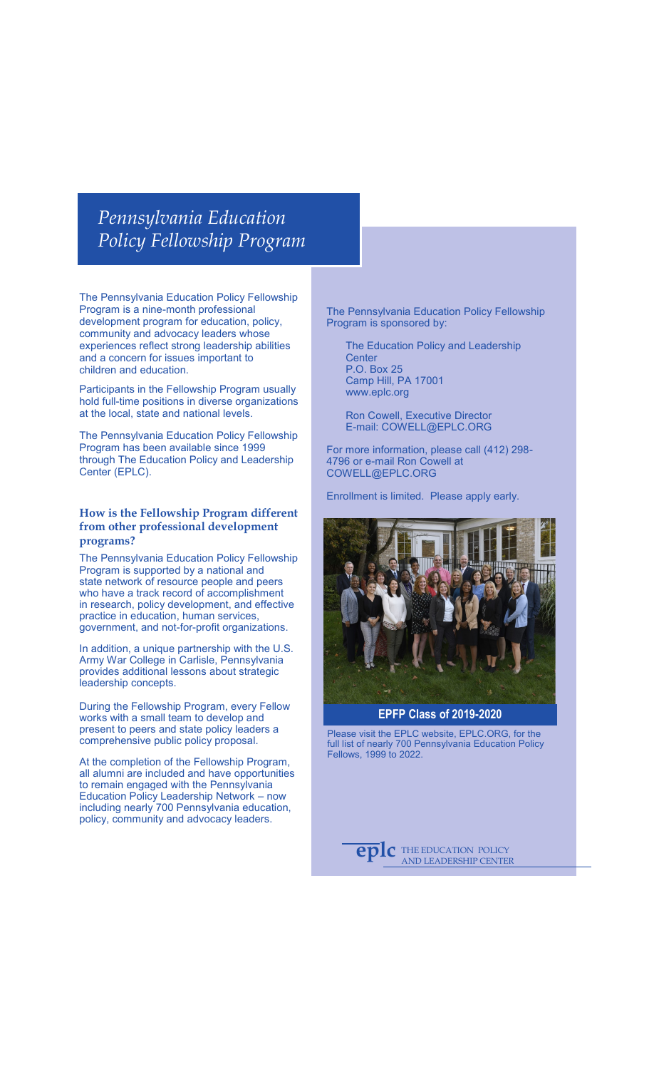# *Pennsylvania Education Policy Fellowship Program*

The Pennsylvania Education Policy Fellowship Program is a nine-month professional development program for education, policy, community and advocacy leaders whose experiences reflect strong leadership abilities and a concern for issues important to children and education.

Participants in the Fellowship Program usually hold full-time positions in diverse organizations at the local, state and national levels.

The Pennsylvania Education Policy Fellowship Program has been available since 1999 through The Education Policy and Leadership Center (EPLC).

### How is the Fellowship Program different from other professional development programs?

The Pennsylvania Education Policy Fellowship Program is supported by a national and state network of resource people and peers who have a track record of accomplishment in research, policy development, and effective practice in education, human services, government, and not-for-profit organizations.

In addition, a unique partnership with the U.S. Army War College in Carlisle, Pennsylvania provides additional lessons about strategic leadership concepts.

During the Fellowship Program, every Fellow works with a small team to develop and present to peers and state policy leaders a comprehensive public policy proposal.

At the completion of the Fellowship Program, all alumni are included and have opportunities to remain engaged with the Pennsylvania Education Policy Leadership Network – now including nearly 700 Pennsylvania education, policy, community and advocacy leaders.

The Pennsylvania Education Policy Fellowship Program is sponsored by:

The Education Policy and Leadership Center
P.O. Box 25
Camp Hill, PA 17001
www.eplc.org

Ron Cowell, Executive Director
E-mail: COWELL@EPLC.ORG

For more information, please call (412) 298-4796 or e-mail Ron Cowell at COWELL@EPLC.ORG

Enrollment is limited. Please apply early.

**EPFP Class of 2019-2020**

Please visit the EPLC website, EPLC.ORG, for the full list of nearly 700 Pennsylvania Education Policy Fellows, 1999 to 2022.

**eplc** THE EDUCATION POLICY AND LEADERSHIP CENTER